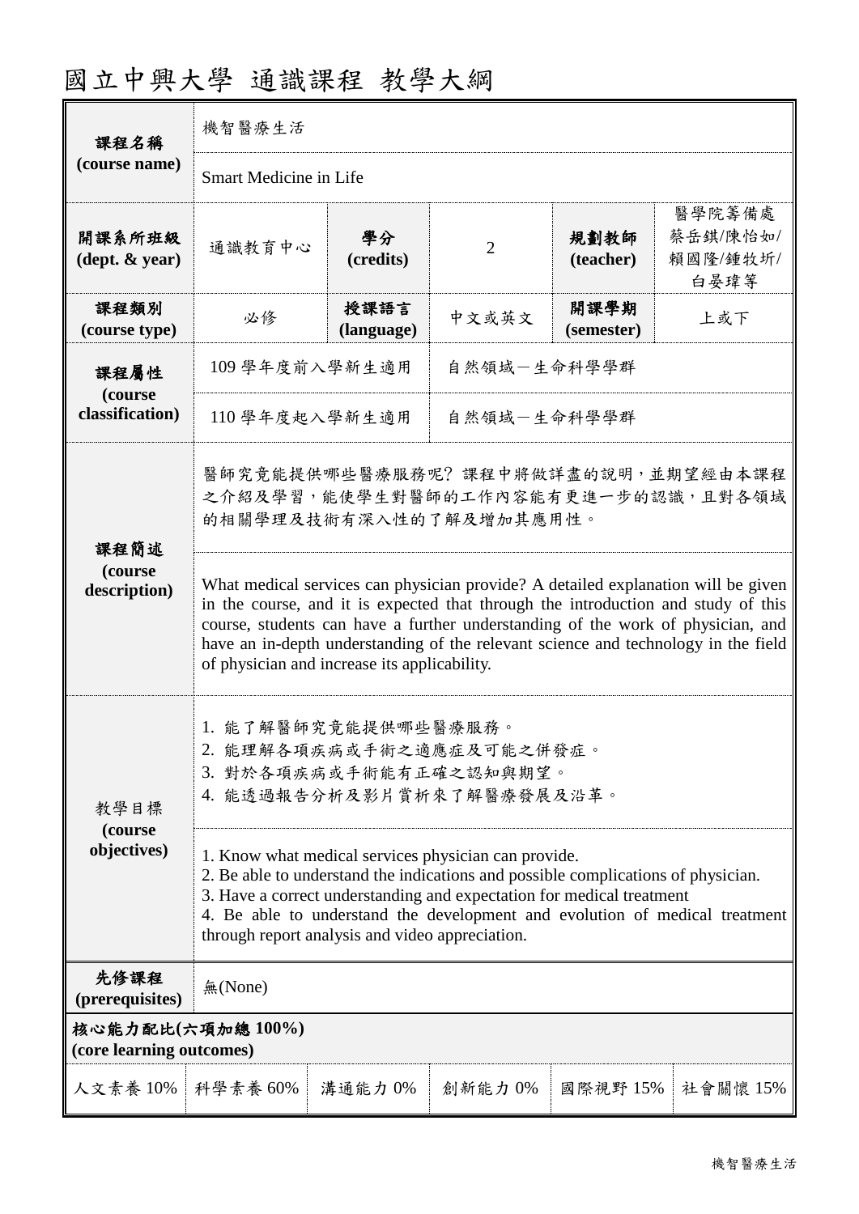# 國立中興大學 通識課程 教學大綱

| 課程名稱 (course name) | 機智醫療生活 | | | | |
|---|---|---|---|---|---|
| | Smart Medicine in Life | | | | |
| 開課系所班級 (dept. & year) | 通識教育中心 | 學分 (credits) | 2 | 規劃教師 (teacher) | 醫學院籌備處 蔡岳鎮/陳怡如/賴國隆/鍾牧圻/白晏瑋等 |
| 課程類別 (course type) | 必修 | 授課語言 (language) | 中文或英文 | 開課學期 (semester) | 上或下 |
| 課程屬性 (course classification) | 109 學年度前入學新生適用 | 自然領域－生命科學學群 | | | |
| | 110 學年度起入學新生適用 | 自然領域－生命科學學群 | | | |
| 課程簡述 (course description) | 醫師究竟能提供哪些醫療服務呢? 課程中將做詳盡的說明，並期望經由本課程之介紹及學習，能使學生對醫師的工作內容能有更進一步的認識，且對各領域的相關學理及技術有深入性的了解及增加其應用性。 | | | | |
| | What medical services can physician provide? A detailed explanation will be given in the course, and it is expected that through the introduction and study of this course, students can have a further understanding of the work of physician, and have an in-depth understanding of the relevant science and technology in the field of physician and increase its applicability. | | | | |
| 教學目標 (course objectives) | 1. 能了解醫師究竟能提供哪些醫療服務。<br>2. 能理解各項疾病或手術之適應症及可能之併發症。<br>3. 對於各項疾病或手術能有正確之認知與期望。<br>4. 能透過報告分析及影片賞析來了解醫療發展及沿革。 | | | | |
| | 1. Know what medical services physician can provide.<br>2. Be able to understand the indications and possible complications of physician.<br>3. Have a correct understanding and expectation for medical treatment<br>4. Be able to understand the development and evolution of medical treatment through report analysis and video appreciation. | | | | |
| 先修課程 (prerequisites) | 無(None) | | | | |

**核心能力配比(六項加總 100%)**
**(core learning outcomes)**

| 人文素養 10% | 科學素養 60% | 溝通能力 0% | 創新能力 0% | 國際視野 15% | 社會關懷 15% |
|---|---|---|---|---|---|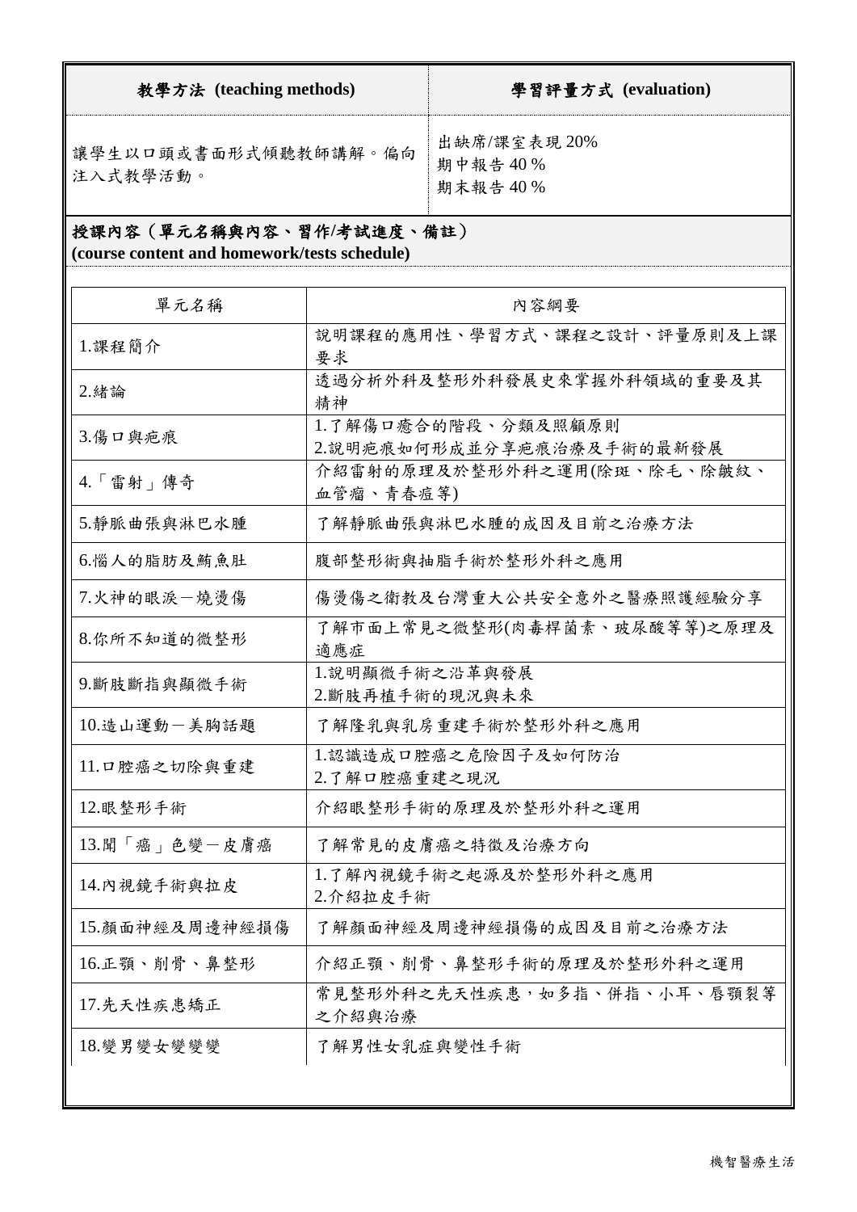| 教學方法 (teaching methods) | 學習評量方式 (evaluation) |
| --- | --- |
| 讓學生以口頭或書面形式傾聽教師講解。偏向注入式教學活動。 | 出缺席/課室表現 20%<br>期中報告 40 %<br>期末報告 40 % |

**授課內容(單元名稱與內容、習作/考試進度、備註)**
**(course content and homework/tests schedule)**

| 單元名稱 | 內容綱要 |
| --- | --- |
| 1.課程簡介 | 說明課程的應用性、學習方式、課程之設計、評量原則及上課要求 |
| 2.緒論 | 透過分析外科及整形外科發展史來掌握外科領域的重要及其精神 |
| 3.傷口與疤痕 | 1.了解傷口癒合的階段、分類及照顧原則<br>2.說明疤痕如何形成並分享疤痕治療及手術的最新發展 |
| 4.「雷射」傳奇 | 介紹雷射的原理及於整形外科之運用(除斑、除毛、除皺紋、血管瘤、青春痘等) |
| 5.靜脈曲張與淋巴水腫 | 了解靜脈曲張與淋巴水腫的成因及目前之治療方法 |
| 6.惱人的脂肪及鮪魚肚 | 腹部整形術與抽脂手術於整形外科之應用 |
| 7.火神的眼淚－燒燙傷 | 傷燙傷之衛教及台灣重大公共安全意外之醫療照護經驗分享 |
| 8.你所不知道的微整形 | 了解市面上常見之微整形(肉毒桿菌素、玻尿酸等等)之原理及適應症 |
| 9.斷肢斷指與顯微手術 | 1.說明顯微手術之沿革與發展<br>2.斷肢再植手術的現況與未來 |
| 10.造山運動－美胸話題 | 了解隆乳與乳房重建手術於整形外科之應用 |
| 11.口腔癌之切除與重建 | 1.認識造成口腔癌之危險因子及如何防治<br>2.了解口腔癌重建之現況 |
| 12.眼整形手術 | 介紹眼整形手術的原理及於整形外科之運用 |
| 13.聞「癌」色變－皮膚癌 | 了解常見的皮膚癌之特徵及治療方向 |
| 14.內視鏡手術與拉皮 | 1.了解內視鏡手術之起源及於整形外科之應用<br>2.介紹拉皮手術 |
| 15.顏面神經及周邊神經損傷 | 了解顏面神經及周邊神經損傷的成因及目前之治療方法 |
| 16.正顎、削骨、鼻整形 | 介紹正顎、削骨、鼻整形手術的原理及於整形外科之運用 |
| 17.先天性疾患矯正 | 常見整形外科之先天性疾患，如多指、併指、小耳、唇顎裂等之介紹與治療 |
| 18.變男變女變變變 | 了解男性女乳症與變性手術 |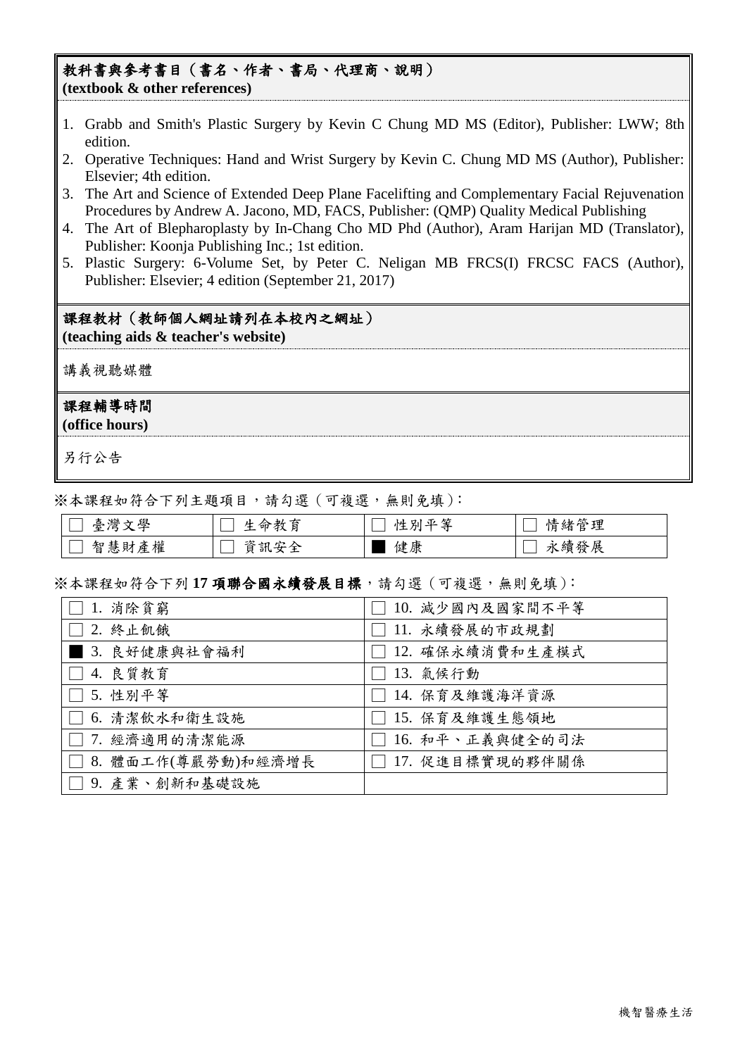**教科書與參考書目（書名、作者、書局、代理商、說明）**
**(textbook & other references)**

1. Grabb and Smith's Plastic Surgery by Kevin C Chung MD MS (Editor), Publisher: LWW; 8th edition.
2. Operative Techniques: Hand and Wrist Surgery by Kevin C. Chung MD MS (Author), Publisher: Elsevier; 4th edition.
3. The Art and Science of Extended Deep Plane Facelifting and Complementary Facial Rejuvenation Procedures by Andrew A. Jacono, MD, FACS, Publisher: (QMP) Quality Medical Publishing
4. The Art of Blepharoplasty by In-Chang Cho MD Phd (Author), Aram Harijan MD (Translator), Publisher: Koonja Publishing Inc.; 1st edition.
5. Plastic Surgery: 6-Volume Set, by Peter C. Neligan MB FRCS(I) FRCSC FACS (Author), Publisher: Elsevier; 4 edition (September 21, 2017)

**課程教材（教師個人網址請列在本校內之網址）**
**(teaching aids & teacher's website)**

講義視聽媒體

**課程輔導時間**
**(office hours)**

另行公告

※本課程如符合下列主題項目，請勾選（可複選，無則免填）：

| | | | |
|---|---|---|---|
| ☐ 臺灣文學 | ☐ 生命教育 | ☐ 性別平等 | ☐ 情緒管理 |
| ☐ 智慧財產權 | ☐ 資訊安全 | ■ 健康 | ☐ 永續發展 |

※本課程如符合下列 **17 項聯合國永續發展目標**，請勾選（可複選，無則免填）：

| | |
|---|---|
| ☐ 1. 消除貧窮 | ☐ 10. 減少國內及國家間不平等 |
| ☐ 2. 終止飢餓 | ☐ 11. 永續發展的市政規劃 |
| ■ 3. 良好健康與社會福利 | ☐ 12. 確保永續消費和生產模式 |
| ☐ 4. 良質教育 | ☐ 13. 氣候行動 |
| ☐ 5. 性別平等 | ☐ 14. 保育及維護海洋資源 |
| ☐ 6. 清潔飲水和衛生設施 | ☐ 15. 保育及維護生態領地 |
| ☐ 7. 經濟適用的清潔能源 | ☐ 16. 和平、正義與健全的司法 |
| ☐ 8. 體面工作(尊嚴勞動)和經濟增長 | ☐ 17. 促進目標實現的夥伴關係 |
| ☐ 9. 產業、創新和基礎設施 | |